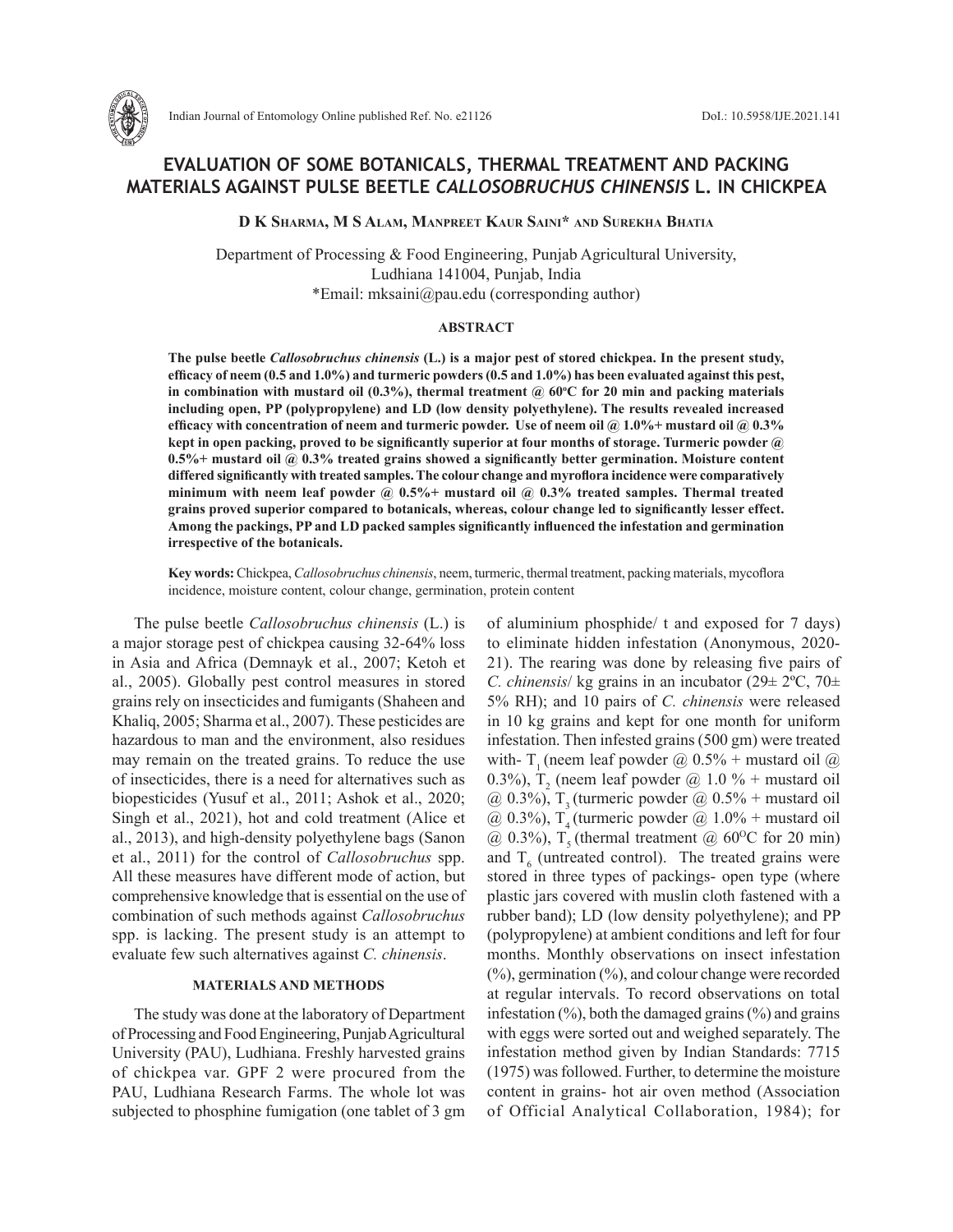# EVALUATION OF SOME BOTANICALS, THERMAL TREATMENT AND PACKING MATERIALS AGAINST PULSE BEETLE *CALLOSOBRUCHUS CHINENSIS* L. IN CHICKPEA

**D K Sharma, M S Alam, Manpreet Kaur Saini* and Surekha Bhatia**

Department of Processing & Food Engineering, Punjab Agricultural University, Ludhiana 141004, Punjab, India
*Email: mksaini@pau.edu (corresponding author)

## ABSTRACT

**The pulse beetle *Callosobruchus chinensis* (L.) is a major pest of stored chickpea. In the present study, efficacy of neem (0.5 and 1.0%) and turmeric powders (0.5 and 1.0%) has been evaluated against this pest, in combination with mustard oil (0.3%), thermal treatment @ 60°C for 20 min and packing materials including open, PP (polypropylene) and LD (low density polyethylene). The results revealed increased efficacy with concentration of neem and turmeric powder. Use of neem oil @ 1.0%+ mustard oil @ 0.3% kept in open packing, proved to be significantly superior at four months of storage. Turmeric powder @ 0.5%+ mustard oil @ 0.3% treated grains showed a significantly better germination. Moisture content differed significantly with treated samples. The colour change and myroflora incidence were comparatively minimum with neem leaf powder @ 0.5%+ mustard oil @ 0.3% treated samples. Thermal treated grains proved superior compared to botanicals, whereas, colour change led to significantly lesser effect. Among the packings, PP and LD packed samples significantly influenced the infestation and germination irrespective of the botanicals.**

**Key words:** Chickpea, *Callosobruchus chinensis*, neem, turmeric, thermal treatment, packing materials, mycoflora incidence, moisture content, colour change, germination, protein content

The pulse beetle *Callosobruchus chinensis* (L.) is a major storage pest of chickpea causing 32-64% loss in Asia and Africa (Demnayk et al., 2007; Ketoh et al., 2005). Globally pest control measures in stored grains rely on insecticides and fumigants (Shaheen and Khaliq, 2005; Sharma et al., 2007). These pesticides are hazardous to man and the environment, also residues may remain on the treated grains. To reduce the use of insecticides, there is a need for alternatives such as biopesticides (Yusuf et al., 2011; Ashok et al., 2020; Singh et al., 2021), hot and cold treatment (Alice et al., 2013), and high-density polyethylene bags (Sanon et al., 2011) for the control of *Callosobruchus* spp. All these measures have different mode of action, but comprehensive knowledge that is essential on the use of combination of such methods against *Callosobruchus* spp. is lacking. The present study is an attempt to evaluate few such alternatives against *C. chinensis*.

## MATERIALS AND METHODS

The study was done at the laboratory of Department of Processing and Food Engineering, Punjab Agricultural University (PAU), Ludhiana. Freshly harvested grains of chickpea var. GPF 2 were procured from the PAU, Ludhiana Research Farms. The whole lot was subjected to phosphine fumigation (one tablet of 3 gm of aluminium phosphide/ t and exposed for 7 days) to eliminate hidden infestation (Anonymous, 2020-21). The rearing was done by releasing five pairs of *C. chinensis*/ kg grains in an incubator (29± 2°C, 70± 5% RH); and 10 pairs of *C. chinensis* were released in 10 kg grains and kept for one month for uniform infestation. Then infested grains (500 gm) were treated with- $T_1$ (neem leaf powder @ 0.5% + mustard oil @ 0.3%), $T_2$ (neem leaf powder @ 1.0 % + mustard oil @ 0.3%), $T_3$ (turmeric powder @ 0.5% + mustard oil @ 0.3%), $T_4$ (turmeric powder @ 1.0% + mustard oil @ 0.3%), $T_5$ (thermal treatment @ 60°C for 20 min) and $T_6$ (untreated control). The treated grains were stored in three types of packings- open type (where plastic jars covered with muslin cloth fastened with a rubber band); LD (low density polyethylene); and PP (polypropylene) at ambient conditions and left for four months. Monthly observations on insect infestation (%), germination (%), and colour change were recorded at regular intervals. To record observations on total infestation (%), both the damaged grains (%) and grains with eggs were sorted out and weighed separately. The infestation method given by Indian Standards: 7715 (1975) was followed. Further, to determine the moisture content in grains- hot air oven method (Association of Official Analytical Collaboration, 1984); for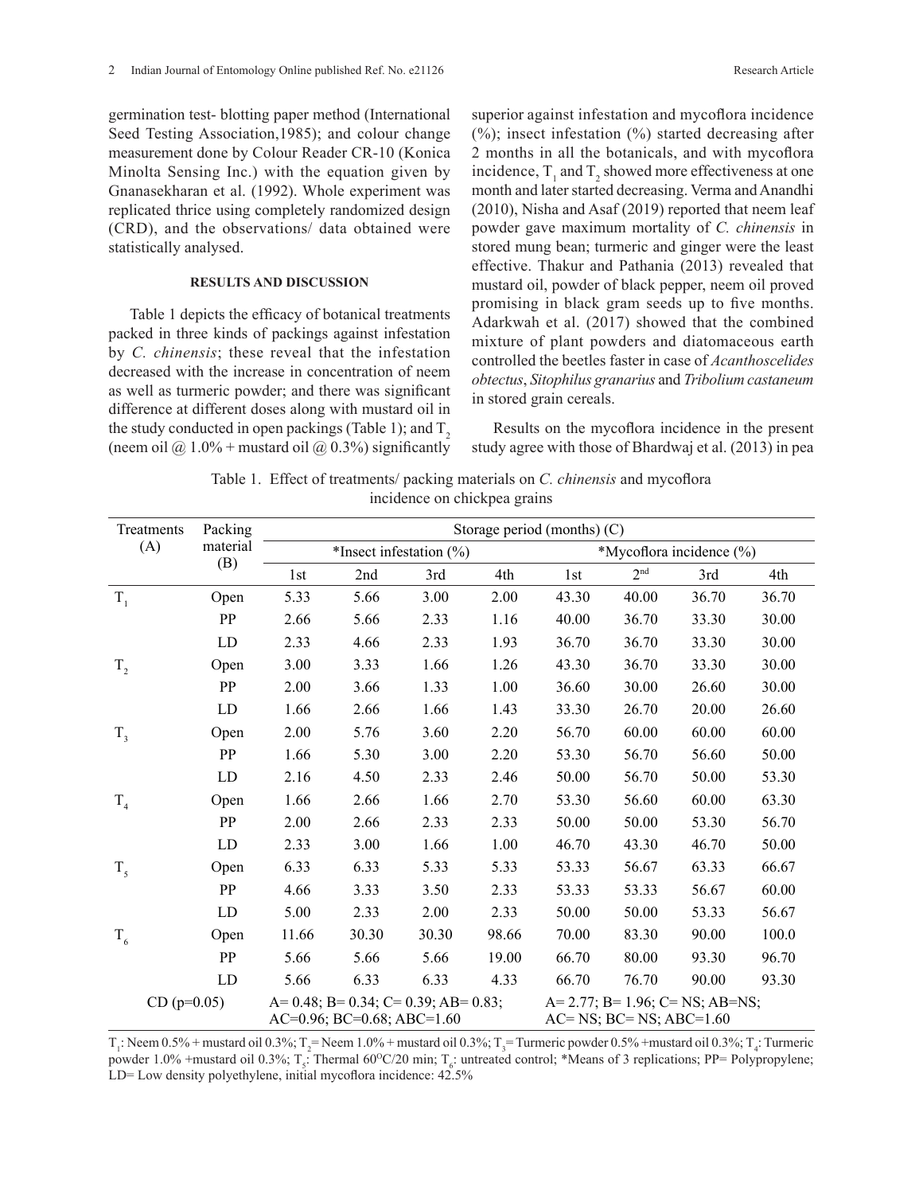germination test- blotting paper method (International Seed Testing Association,1985); and colour change measurement done by Colour Reader CR-10 (Konica Minolta Sensing Inc.) with the equation given by Gnanasekharan et al. (1992). Whole experiment was replicated thrice using completely randomized design (CRD), and the observations/ data obtained were statistically analysed.

## RESULTS AND DISCUSSION

Table 1 depicts the efficacy of botanical treatments packed in three kinds of packings against infestation by *C. chinensis*; these reveal that the infestation decreased with the increase in concentration of neem as well as turmeric powder; and there was significant difference at different doses along with mustard oil in the study conducted in open packings (Table 1); and $T_2$ (neem oil @ 1.0% + mustard oil @ 0.3%) significantly superior against infestation and mycoflora incidence (%); insect infestation (%) started decreasing after 2 months in all the botanicals, and with mycoflora incidence, $T_1$ and $T_2$ showed more effectiveness at one month and later started decreasing. Verma and Anandhi (2010), Nisha and Asaf (2019) reported that neem leaf powder gave maximum mortality of *C. chinensis* in stored mung bean; turmeric and ginger were the least effective. Thakur and Pathania (2013) revealed that mustard oil, powder of black pepper, neem oil proved promising in black gram seeds up to five months. Adarkwah et al. (2017) showed that the combined mixture of plant powders and diatomaceous earth controlled the beetles faster in case of *Acanthoscelides obtectus*, *Sitophilus granarius* and *Tribolium castaneum* in stored grain cereals.

Results on the mycoflora incidence in the present study agree with those of Bhardwaj et al. (2013) in pea

Table 1. Effect of treatments/ packing materials on *C. chinensis* and mycoflora incidence on chickpea grains

| Treatments (A) | Packing material (B) | Storage period (months) (C) | | | | | | | |
|---|---|---|---|---|---|---|---|---|---|
| | | *Insect infestation (%) | | | | *Mycoflora incidence (%) | | | |
| | | 1st | 2nd | 3rd | 4th | 1st | 2nd | 3rd | 4th |
| $T_1$ | Open | 5.33 | 5.66 | 3.00 | 2.00 | 43.30 | 40.00 | 36.70 | 36.70 |
| | PP | 2.66 | 5.66 | 2.33 | 1.16 | 40.00 | 36.70 | 33.30 | 30.00 |
| | LD | 2.33 | 4.66 | 2.33 | 1.93 | 36.70 | 36.70 | 33.30 | 30.00 |
| $T_2$ | Open | 3.00 | 3.33 | 1.66 | 1.26 | 43.30 | 36.70 | 33.30 | 30.00 |
| | PP | 2.00 | 3.66 | 1.33 | 1.00 | 36.60 | 30.00 | 26.60 | 30.00 |
| | LD | 1.66 | 2.66 | 1.66 | 1.43 | 33.30 | 26.70 | 20.00 | 26.60 |
| $T_3$ | Open | 2.00 | 5.76 | 3.60 | 2.20 | 56.70 | 60.00 | 60.00 | 60.00 |
| | PP | 1.66 | 5.30 | 3.00 | 2.20 | 53.30 | 56.70 | 56.60 | 50.00 |
| | LD | 2.16 | 4.50 | 2.33 | 2.46 | 50.00 | 56.70 | 50.00 | 53.30 |
| $T_4$ | Open | 1.66 | 2.66 | 1.66 | 2.70 | 53.30 | 56.60 | 60.00 | 63.30 |
| | PP | 2.00 | 2.66 | 2.33 | 2.33 | 50.00 | 50.00 | 53.30 | 56.70 |
| | LD | 2.33 | 3.00 | 1.66 | 1.00 | 46.70 | 43.30 | 46.70 | 50.00 |
| $T_5$ | Open | 6.33 | 6.33 | 5.33 | 5.33 | 53.33 | 56.67 | 63.33 | 66.67 |
| | PP | 4.66 | 3.33 | 3.50 | 2.33 | 53.33 | 53.33 | 56.67 | 60.00 |
| | LD | 5.00 | 2.33 | 2.00 | 2.33 | 50.00 | 50.00 | 53.33 | 56.67 |
| $T_6$ | Open | 11.66 | 30.30 | 30.30 | 98.66 | 70.00 | 83.30 | 90.00 | 100.0 |
| | PP | 5.66 | 5.66 | 5.66 | 19.00 | 66.70 | 80.00 | 93.30 | 96.70 |
| | LD | 5.66 | 6.33 | 6.33 | 4.33 | 66.70 | 76.70 | 90.00 | 93.30 |
| CD (p=0.05) | | A= 0.48; B= 0.34; C= 0.39; AB= 0.83; AC=0.96; BC=0.68; ABC=1.60 | | | | A= 2.77; B= 1.96; C= NS; AB=NS; AC= NS; BC= NS; ABC=1.60 | | | |

$T_1$: Neem 0.5% + mustard oil 0.3%; $T_2$= Neem 1.0% + mustard oil 0.3%; $T_3$= Turmeric powder 0.5% +mustard oil 0.3%; $T_4$: Turmeric powder 1.0% +mustard oil 0.3%; $T_5$: Thermal 60°C/20 min; $T_6$: untreated control; *Means of 3 replications; PP= Polypropylene; LD= Low density polyethylene, initial mycoflora incidence: 42.5%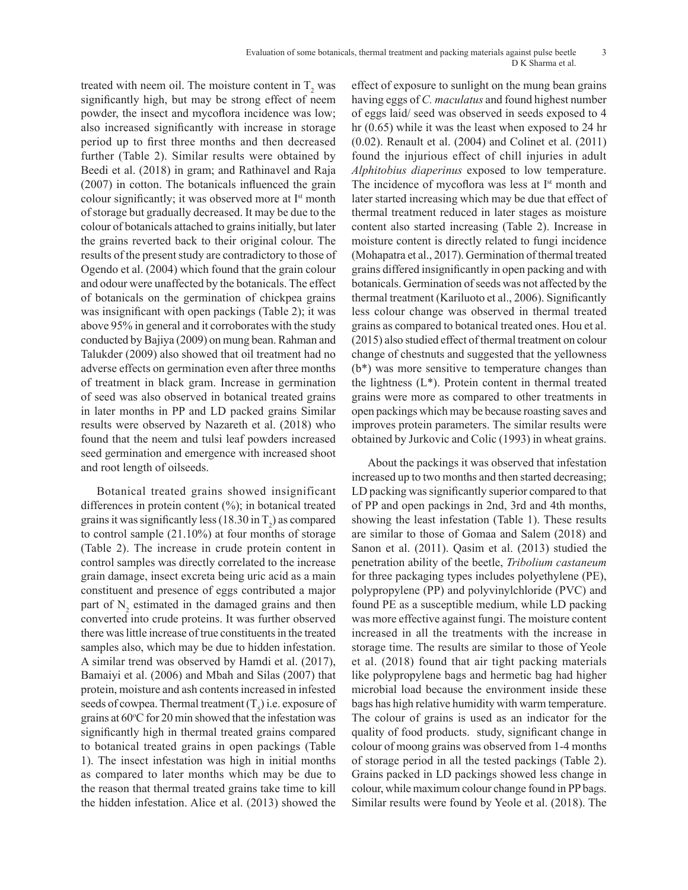treated with neem oil. The moisture content in $T_2$ was significantly high, but may be strong effect of neem powder, the insect and mycoflora incidence was low; also increased significantly with increase in storage period up to first three months and then decreased further (Table 2). Similar results were obtained by Beedi et al. (2018) in gram; and Rathinavel and Raja (2007) in cotton. The botanicals influenced the grain colour significantly; it was observed more at I[st] month of storage but gradually decreased. It may be due to the colour of botanicals attached to grains initially, but later the grains reverted back to their original colour. The results of the present study are contradictory to those of Ogendo et al. (2004) which found that the grain colour and odour were unaffected by the botanicals. The effect of botanicals on the germination of chickpea grains was insignificant with open packings (Table 2); it was above 95% in general and it corroborates with the study conducted by Bajiya (2009) on mung bean. Rahman and Talukder (2009) also showed that oil treatment had no adverse effects on germination even after three months of treatment in black gram. Increase in germination of seed was also observed in botanical treated grains in later months in PP and LD packed grains Similar results were observed by Nazareth et al. (2018) who found that the neem and tulsi leaf powders increased seed germination and emergence with increased shoot and root length of oilseeds.

Botanical treated grains showed insignificant differences in protein content (%); in botanical treated grains it was significantly less (18.30 in $T_2$) as compared to control sample (21.10%) at four months of storage (Table 2). The increase in crude protein content in control samples was directly correlated to the increase grain damage, insect excreta being uric acid as a main constituent and presence of eggs contributed a major part of $N_2$ estimated in the damaged grains and then converted into crude proteins. It was further observed there was little increase of true constituents in the treated samples also, which may be due to hidden infestation. A similar trend was observed by Hamdi et al. (2017), Bamaiyi et al. (2006) and Mbah and Silas (2007) that protein, moisture and ash contents increased in infested seeds of cowpea. Thermal treatment ($T_5$) i.e. exposure of grains at 60°C for 20 min showed that the infestation was significantly high in thermal treated grains compared to botanical treated grains in open packings (Table 1). The insect infestation was high in initial months as compared to later months which may be due to the reason that thermal treated grains take time to kill the hidden infestation. Alice et al. (2013) showed the effect of exposure to sunlight on the mung bean grains having eggs of *C. maculatus* and found highest number of eggs laid/ seed was observed in seeds exposed to 4 hr (0.65) while it was the least when exposed to 24 hr (0.02). Renault et al. (2004) and Colinet et al. (2011) found the injurious effect of chill injuries in adult *Alphitobius diaperinus* exposed to low temperature. The incidence of mycoflora was less at I[st] month and later started increasing which may be due that effect of thermal treatment reduced in later stages as moisture content also started increasing (Table 2). Increase in moisture content is directly related to fungi incidence (Mohapatra et al., 2017). Germination of thermal treated grains differed insignificantly in open packing and with botanicals. Germination of seeds was not affected by the thermal treatment (Kariluoto et al., 2006). Significantly less colour change was observed in thermal treated grains as compared to botanical treated ones. Hou et al. (2015) also studied effect of thermal treatment on colour change of chestnuts and suggested that the yellowness (b*) was more sensitive to temperature changes than the lightness (L*). Protein content in thermal treated grains were more as compared to other treatments in open packings which may be because roasting saves and improves protein parameters. The similar results were obtained by Jurkovic and Colic (1993) in wheat grains.

About the packings it was observed that infestation increased up to two months and then started decreasing; LD packing was significantly superior compared to that of PP and open packings in 2nd, 3rd and 4th months, showing the least infestation (Table 1). These results are similar to those of Gomaa and Salem (2018) and Sanon et al. (2011). Qasim et al. (2013) studied the penetration ability of the beetle, *Tribolium castaneum* for three packaging types includes polyethylene (PE), polypropylene (PP) and polyvinylchloride (PVC) and found PE as a susceptible medium, while LD packing was more effective against fungi. The moisture content increased in all the treatments with the increase in storage time. The results are similar to those of Yeole et al. (2018) found that air tight packing materials like polypropylene bags and hermetic bag had higher microbial load because the environment inside these bags has high relative humidity with warm temperature. The colour of grains is used as an indicator for the quality of food products. study, significant change in colour of moong grains was observed from 1-4 months of storage period in all the tested packings (Table 2). Grains packed in LD packings showed less change in colour, while maximum colour change found in PP bags. Similar results were found by Yeole et al. (2018). The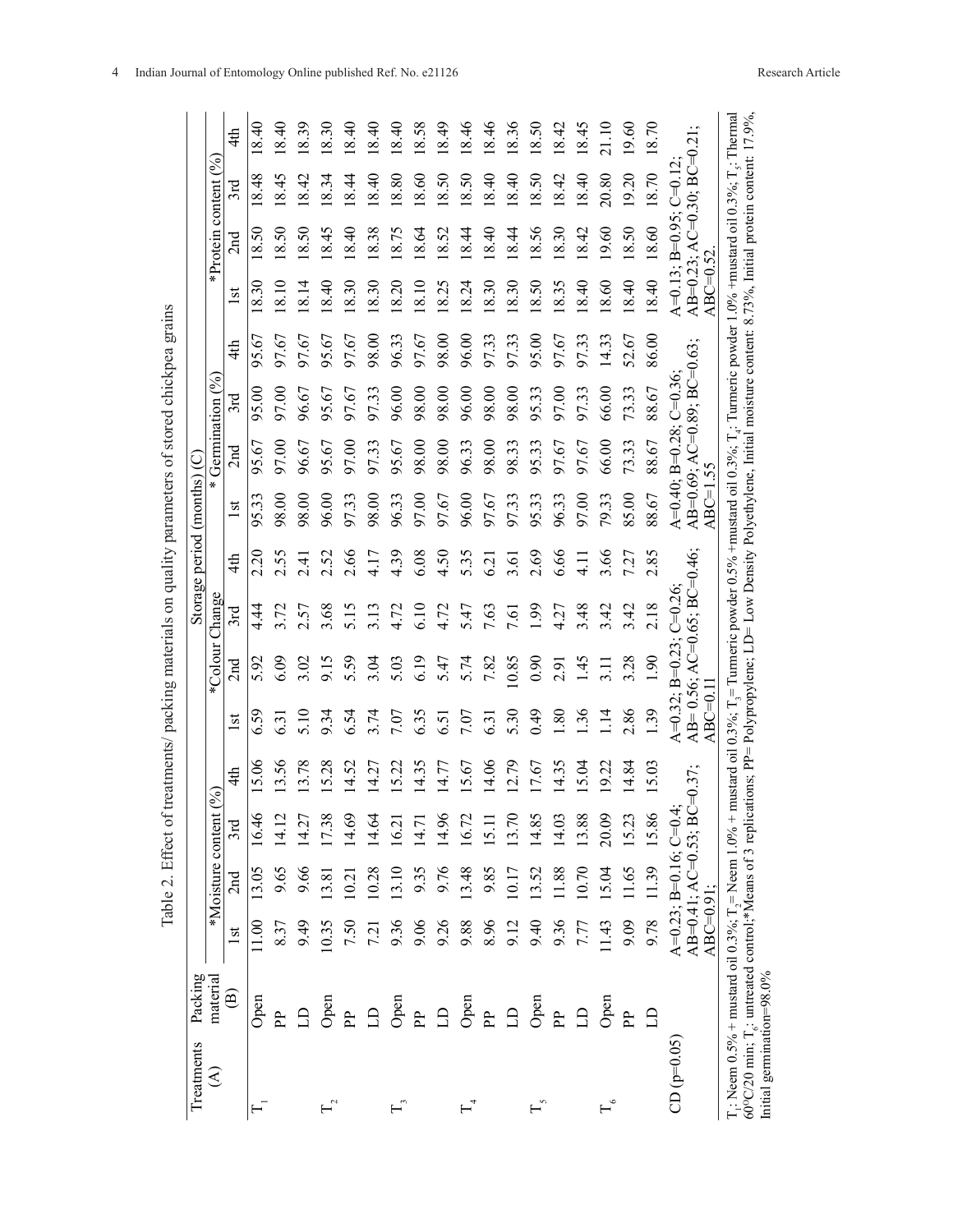Table 2. Effect of treatments/ packing materials on quality parameters of stored chickpea grains

| Treatments (A) | Packing material (B) | Storage period (months) (C) | | | | | | | | | | | | | | | |
|---|---|---|---|---|---|---|---|---|---|---|---|---|---|---|---|---|---|
| | | *Moisture content (%) | | | | *Colour Change | | | | * Germination (%) | | | | *Protein content (%) | | | |
| | | 1st | 2nd | 3rd | 4th | 1st | 2nd | 3rd | 4th | 1st | 2nd | 3rd | 4th | 1st | 2nd | 3rd | 4th |
| $T_1$ | Open | 11.00 | 13.05 | 16.46 | 15.06 | 6.59 | 5.92 | 4.44 | 2.20 | 95.33 | 95.67 | 95.00 | 95.67 | 18.30 | 18.50 | 18.48 | 18.40 |
| | PP | 8.37 | 9.65 | 14.12 | 13.56 | 6.31 | 6.09 | 3.72 | 2.55 | 98.00 | 97.00 | 97.00 | 97.67 | 18.10 | 18.50 | 18.45 | 18.40 |
| | LD | 9.49 | 9.66 | 14.27 | 13.78 | 5.10 | 3.02 | 2.57 | 2.41 | 98.00 | 96.67 | 96.67 | 97.67 | 18.14 | 18.50 | 18.42 | 18.39 |
| $T_2$ | Open | 10.35 | 13.81 | 17.38 | 15.28 | 9.34 | 9.15 | 3.68 | 2.52 | 96.00 | 95.67 | 95.67 | 95.67 | 18.40 | 18.45 | 18.34 | 18.30 |
| | PP | 7.50 | 10.21 | 14.69 | 14.52 | 6.54 | 5.59 | 5.15 | 2.66 | 97.33 | 97.00 | 97.67 | 97.67 | 18.30 | 18.40 | 18.44 | 18.40 |
| | LD | 7.21 | 10.28 | 14.64 | 14.27 | 3.74 | 3.04 | 3.13 | 4.17 | 98.00 | 97.33 | 97.33 | 98.00 | 18.30 | 18.38 | 18.40 | 18.40 |
| $T_3$ | Open | 9.36 | 13.10 | 16.21 | 15.22 | 7.07 | 5.03 | 4.72 | 4.39 | 96.33 | 95.67 | 96.00 | 96.33 | 18.20 | 18.75 | 18.80 | 18.40 |
| | PP | 9.06 | 9.35 | 14.71 | 14.35 | 6.35 | 6.19 | 6.10 | 6.08 | 97.00 | 98.00 | 98.00 | 97.67 | 18.10 | 18.64 | 18.60 | 18.58 |
| | LD | 9.26 | 9.76 | 14.96 | 14.77 | 6.51 | 5.47 | 4.72 | 4.50 | 97.67 | 98.00 | 98.00 | 98.00 | 18.25 | 18.52 | 18.50 | 18.49 |
| $T_4$ | Open | 9.88 | 13.48 | 16.72 | 15.67 | 7.07 | 5.74 | 5.47 | 5.35 | 96.00 | 96.33 | 96.00 | 96.00 | 18.24 | 18.44 | 18.50 | 18.46 |
| | PP | 8.96 | 9.85 | 15.11 | 14.06 | 6.31 | 7.82 | 7.63 | 6.21 | 97.67 | 98.00 | 98.00 | 97.33 | 18.30 | 18.40 | 18.40 | 18.46 |
| | LD | 9.12 | 10.17 | 13.70 | 12.79 | 5.30 | 10.85 | 7.61 | 3.61 | 97.33 | 98.33 | 98.00 | 97.33 | 18.30 | 18.44 | 18.40 | 18.36 |
| $T_5$ | Open | 9.40 | 13.52 | 14.85 | 17.67 | 0.49 | 0.90 | 1.99 | 2.69 | 95.33 | 95.33 | 95.33 | 95.00 | 18.50 | 18.56 | 18.50 | 18.50 |
| | PP | 9.36 | 11.88 | 14.03 | 14.35 | 1.80 | 2.91 | 4.27 | 6.66 | 96.33 | 97.67 | 97.00 | 97.67 | 18.35 | 18.30 | 18.42 | 18.42 |
| | LD | 7.77 | 10.70 | 13.88 | 15.04 | 1.36 | 1.45 | 3.48 | 4.11 | 97.00 | 97.67 | 97.33 | 97.33 | 18.40 | 18.42 | 18.40 | 18.45 |
| $T_6$ | Open | 11.43 | 15.04 | 20.09 | 19.22 | 1.14 | 3.11 | 3.42 | 3.66 | 79.33 | 66.00 | 66.00 | 14.33 | 18.60 | 19.60 | 20.80 | 21.10 |
| | PP | 9.09 | 11.65 | 15.23 | 14.84 | 2.86 | 3.28 | 3.42 | 7.27 | 85.00 | 73.33 | 73.33 | 52.67 | 18.40 | 18.50 | 19.20 | 19.60 |
| | LD | 9.78 | 11.39 | 15.86 | 15.03 | 1.39 | 1.90 | 2.18 | 2.85 | 88.67 | 88.67 | 88.67 | 86.00 | 18.40 | 18.60 | 18.70 | 18.70 |
| CD (p=0.05) | | A=0.23; B=0.16; C=0.4; AB=0.41; AC=0.53; BC=0.37; ABC=0.91; | | | | A=0.32; B=0.23; C=0.26; AB= 0.56; AC=0.65; BC=0.46; ABC=0.11 | | | | A=0.40; B=0.28; C=0.36; AB=0.69; AC=0.89; BC=0.63; ABC=1.55 | | | | A=0.13; B=0.95; C=0.12; AB=0.23; AC=0.30; BC=0.21; ABC=0.52. | | | |

$T_1$: Neem 0.5% + mustard oil 0.3%; $T_2$= Neem 1.0% + mustard oil 0.3%; $T_3$= Turmeric powder 0.5% +mustard oil 0.3%; $T_4$: Turmeric powder 1.0% +mustard oil 0.3%; $T_5$: Thermal 60°C/20 min; $T_6$: untreated control;*Means of 3 replications; PP= Polypropylene; LD= Low Density Polyethylene, Initial moisture content: 8.73%, Initial protein content: 17.9%, Initial germination=98.0%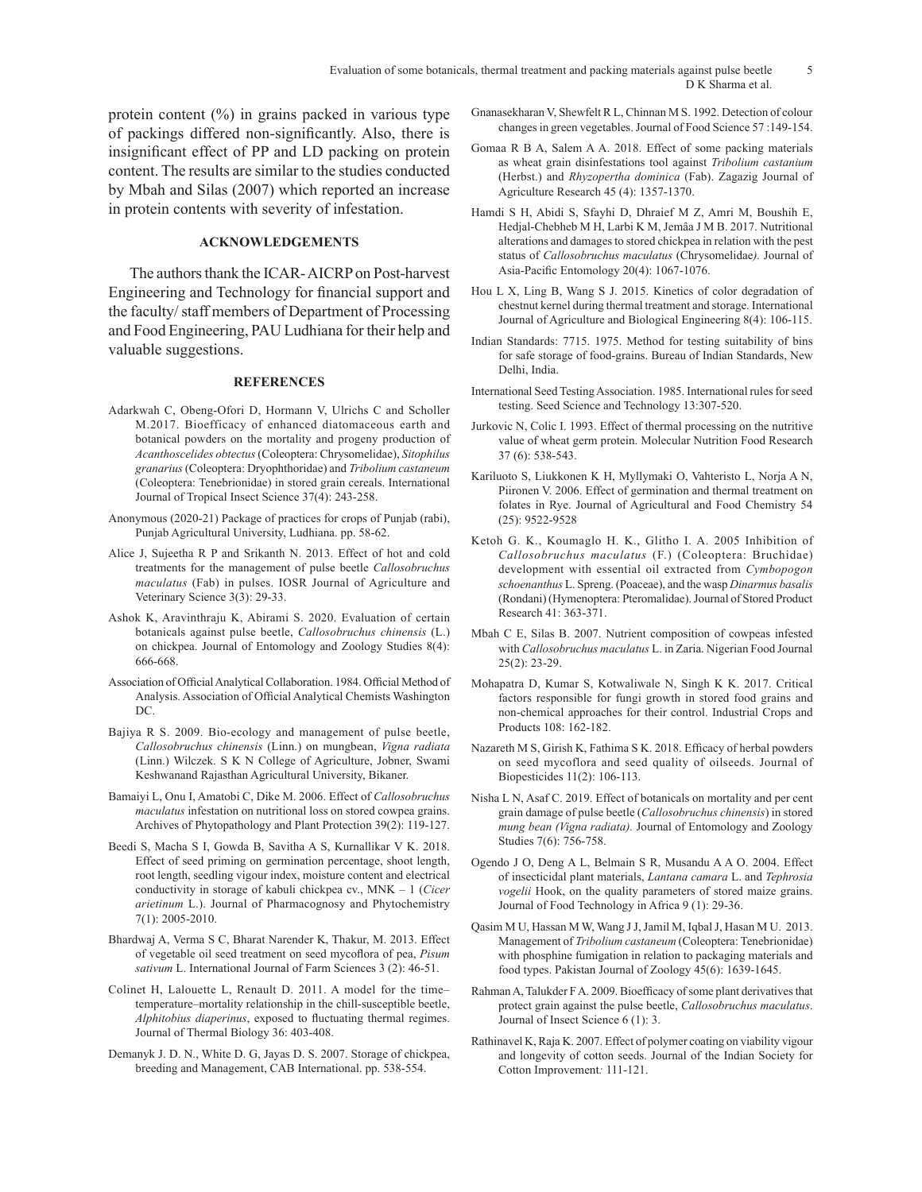protein content (%) in grains packed in various type of packings differed non-significantly. Also, there is insignificant effect of PP and LD packing on protein content. The results are similar to the studies conducted by Mbah and Silas (2007) which reported an increase in protein contents with severity of infestation.

## ACKNOWLEDGEMENTS

The authors thank the ICAR- AICRP on Post-harvest Engineering and Technology for financial support and the faculty/ staff members of Department of Processing and Food Engineering, PAU Ludhiana for their help and valuable suggestions.

## REFERENCES

Adarkwah C, Obeng-Ofori D, Hormann V, Ulrichs C and Scholler M.2017. Bioefficacy of enhanced diatomaceous earth and botanical powders on the mortality and progeny production of *Acanthoscelides obtectus* (Coleoptera: Chrysomelidae), *Sitophilus granarius* (Coleoptera: Dryophthoridae) and *Tribolium castaneum* (Coleoptera: Tenebrionidae) in stored grain cereals. International Journal of Tropical Insect Science 37(4): 243-258.

Anonymous (2020-21) Package of practices for crops of Punjab (rabi), Punjab Agricultural University, Ludhiana. pp. 58-62.

Alice J, Sujeetha R P and Srikanth N. 2013. Effect of hot and cold treatments for the management of pulse beetle *Callosobruchus maculatus* (Fab) in pulses. IOSR Journal of Agriculture and Veterinary Science 3(3): 29-33.

Ashok K, Aravinthraju K, Abirami S. 2020. Evaluation of certain botanicals against pulse beetle, *Callosobruchus chinensis* (L.) on chickpea. Journal of Entomology and Zoology Studies 8(4): 666-668.

Association of Official Analytical Collaboration. 1984. Official Method of Analysis. Association of Official Analytical Chemists Washington DC.

Bajiya R S. 2009. Bio-ecology and management of pulse beetle, *Callosobruchus chinensis* (Linn.) on mungbean, *Vigna radiata* (Linn.) Wilczek. S K N College of Agriculture, Jobner, Swami Keshwanand Rajasthan Agricultural University, Bikaner.

Bamaiyi L, Onu I, Amatobi C, Dike M. 2006. Effect of *Callosobruchus maculatus* infestation on nutritional loss on stored cowpea grains. Archives of Phytopathology and Plant Protection 39(2): 119-127.

Beedi S, Macha S I, Gowda B, Savitha A S, Kurnallikar V K. 2018. Effect of seed priming on germination percentage, shoot length, root length, seedling vigour index, moisture content and electrical conductivity in storage of kabuli chickpea cv., MNK – 1 (*Cicer arietinum* L.). Journal of Pharmacognosy and Phytochemistry 7(1): 2005-2010.

Bhardwaj A, Verma S C, Bharat Narender K, Thakur, M. 2013. Effect of vegetable oil seed treatment on seed mycoflora of pea, *Pisum sativum* L. International Journal of Farm Sciences 3 (2): 46-51.

Colinet H, Lalouette L, Renault D. 2011. A model for the time–temperature–mortality relationship in the chill-susceptible beetle, *Alphitobius diaperinus*, exposed to fluctuating thermal regimes. Journal of Thermal Biology 36: 403-408.

Demanyk J. D. N., White D. G, Jayas D. S. 2007. Storage of chickpea, breeding and Management, CAB International. pp. 538-554.

Gnanasekharan V, Shewfelt R L, Chinnan M S. 1992. Detection of colour changes in green vegetables. Journal of Food Science 57 :149-154.

Gomaa R B A, Salem A A. 2018. Effect of some packing materials as wheat grain disinfestations tool against *Tribolium castanium* (Herbst.) and *Rhyzopertha dominica* (Fab). Zagazig Journal of Agriculture Research 45 (4): 1357-1370.

Hamdi S H, Abidi S, Sfayhi D, Dhraief M Z, Amri M, Boushih E, Hedjal-Chebheb M H, Larbi K M, Jemâa J M B. 2017. Nutritional alterations and damages to stored chickpea in relation with the pest status of *Callosobruchus maculatus* (Chrysomelidae). Journal of Asia-Pacific Entomology 20(4): 1067-1076.

Hou L X, Ling B, Wang S J. 2015. Kinetics of color degradation of chestnut kernel during thermal treatment and storage. International Journal of Agriculture and Biological Engineering 8(4): 106-115.

Indian Standards: 7715. 1975. Method for testing suitability of bins for safe storage of food-grains. Bureau of Indian Standards, New Delhi, India.

International Seed Testing Association. 1985. International rules for seed testing. Seed Science and Technology 13:307-520.

Jurkovic N, Colic I. 1993. Effect of thermal processing on the nutritive value of wheat germ protein. Molecular Nutrition Food Research 37 (6): 538-543.

Kariluoto S, Liukkonen K H, Myllymaki O, Vahteristo L, Norja A N, Piironen V. 2006. Effect of germination and thermal treatment on folates in Rye. Journal of Agricultural and Food Chemistry 54 (25): 9522-9528

Ketoh G. K., Koumaglo H. K., Glitho I. A. 2005 Inhibition of *Callosobruchus maculatus* (F.) (Coleoptera: Bruchidae) development with essential oil extracted from *Cymbopogon schoenanthus* L. Spreng. (Poaceae), and the wasp *Dinarmus basalis* (Rondani) (Hymenoptera: Pteromalidae). Journal of Stored Product Research 41: 363-371.

Mbah C E, Silas B. 2007. Nutrient composition of cowpeas infested with *Callosobruchus maculatus* L. in Zaria. Nigerian Food Journal 25(2): 23-29.

Mohapatra D, Kumar S, Kotwaliwale N, Singh K K. 2017. Critical factors responsible for fungi growth in stored food grains and non-chemical approaches for their control. Industrial Crops and Products 108: 162-182.

Nazareth M S, Girish K, Fathima S K. 2018. Efficacy of herbal powders on seed mycoflora and seed quality of oilseeds. Journal of Biopesticides 11(2): 106-113.

Nisha L N, Asaf C. 2019. Effect of botanicals on mortality and per cent grain damage of pulse beetle (*Callosobruchus chinensis*) in stored *mung bean (Vigna radiata).* Journal of Entomology and Zoology Studies 7(6): 756-758.

Ogendo J O, Deng A L, Belmain S R, Musandu A A O. 2004. Effect of insecticidal plant materials, *Lantana camara* L. and *Tephrosia vogelii* Hook, on the quality parameters of stored maize grains. Journal of Food Technology in Africa 9 (1): 29-36.

Qasim M U, Hassan M W, Wang J J, Jamil M, Iqbal J, Hasan M U. 2013. Management of *Tribolium castaneum* (Coleoptera: Tenebrionidae) with phosphine fumigation in relation to packaging materials and food types. Pakistan Journal of Zoology 45(6): 1639-1645.

Rahman A, Talukder F A. 2009. Bioefficacy of some plant derivatives that protect grain against the pulse beetle, *Callosobruchus maculatus*. Journal of Insect Science 6 (1): 3.

Rathinavel K, Raja K. 2007. Effect of polymer coating on viability vigour and longevity of cotton seeds. Journal of the Indian Society for Cotton Improvement*:* 111-121.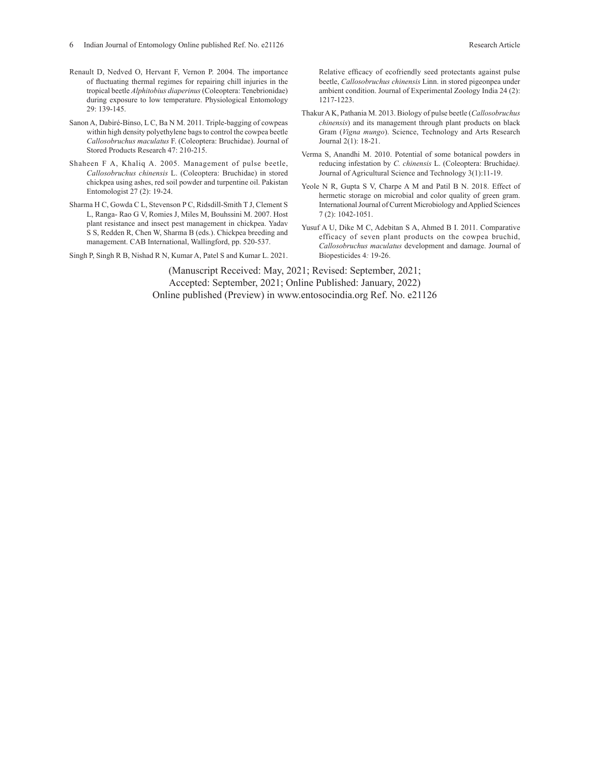Renault D, Nedved O, Hervant F, Vernon P. 2004. The importance of fluctuating thermal regimes for repairing chill injuries in the tropical beetle *Alphitobius diaperinus* (Coleoptera: Tenebrionidae) during exposure to low temperature. Physiological Entomology 29: 139-145.

Sanon A, Dabiré-Binso, L C, Ba N M. 2011. Triple-bagging of cowpeas within high density polyethylene bags to control the cowpea beetle *Callosobruchus maculatus* F. (Coleoptera: Bruchidae). Journal of Stored Products Research 47: 210-215.

Shaheen F A, Khaliq A. 2005. Management of pulse beetle, *Callosobruchus chinensis* L. (Coleoptera: Bruchidae) in stored chickpea using ashes, red soil powder and turpentine oil. Pakistan Entomologist 27 (2): 19-24.

Sharma H C, Gowda C L, Stevenson P C, Ridsdill-Smith T J, Clement S L, Ranga- Rao G V, Romies J, Miles M, Bouhssini M. 2007. Host plant resistance and insect pest management in chickpea. Yadav S S, Redden R, Chen W, Sharma B (eds.). Chickpea breeding and management. CAB International, Wallingford, pp. 520-537.

Singh P, Singh R B, Nishad R N, Kumar A, Patel S and Kumar L. 2021. Relative efficacy of ecofriendly seed protectants against pulse beetle, *Callosobruchus chinensis* Linn. in stored pigeonpea under ambient condition. Journal of Experimental Zoology India 24 (2): 1217-1223.

Thakur A K, Pathania M. 2013. Biology of pulse beetle (*Callosobruchus chinensis*) and its management through plant products on black Gram (*Vigna mungo*). Science, Technology and Arts Research Journal 2(1): 18-21.

Verma S, Anandhi M. 2010. Potential of some botanical powders in reducing infestation by *C. chinensis* L. (Coleoptera: Bruchidae*).* Journal of Agricultural Science and Technology 3(1):11-19.

Yeole N R, Gupta S V, Charpe A M and Patil B N. 2018. Effect of hermetic storage on microbial and color quality of green gram. International Journal of Current Microbiology and Applied Sciences 7 (2): 1042-1051.

Yusuf A U, Dike M C, Adebitan S A, Ahmed B I. 2011. Comparative efficacy of seven plant products on the cowpea bruchid, *Callosobruchus maculatus* development and damage. Journal of Biopesticides 4*:* 19-26.

(Manuscript Received: May, 2021; Revised: September, 2021; Accepted: September, 2021; Online Published: January, 2022)
Online published (Preview) in www.entosocindia.org Ref. No. e21126